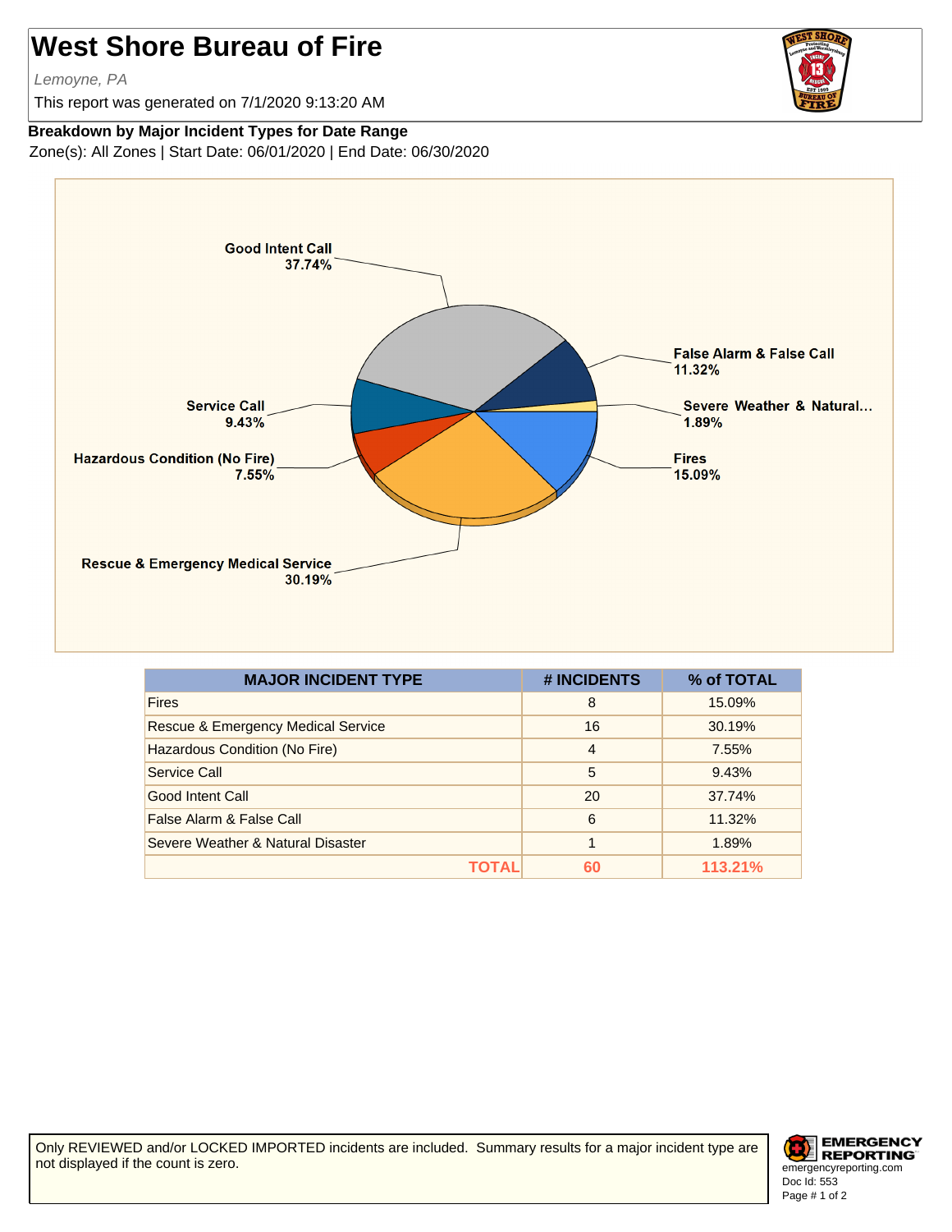# West Shore Bureau of Fire

*Lemoyne, PA*

This report was generated on 7/1/2020 9:13:20 AM

**Breakdown by Major Incident Types for Date Range**

Zone(s): All Zones | Start Date: 06/01/2020 | End Date: 06/30/2020

Good Intent Call 37.74%
False Alarm & False Call 11.32%
Severe Weather & Natural... 1.89%
Fires 15.09%
Rescue & Emergency Medical Service 30.19%
Hazardous Condition (No Fire) 7.55%
Service Call 9.43%

| MAJOR INCIDENT TYPE | # INCIDENTS | % of TOTAL |
| --- | --- | --- |
| Fires | 8 | 15.09% |
| Rescue & Emergency Medical Service | 16 | 30.19% |
| Hazardous Condition (No Fire) | 4 | 7.55% |
| Service Call | 5 | 9.43% |
| Good Intent Call | 20 | 37.74% |
| False Alarm & False Call | 6 | 11.32% |
| Severe Weather & Natural Disaster | 1 | 1.89% |
| **TOTAL** | **60** | **113.21%** |

Only REVIEWED and/or LOCKED IMPORTED incidents are included. Summary results for a major incident type are not displayed if the count is zero.

EMERGENCY REPORTING
emergencyreporting.com
Doc Id: 553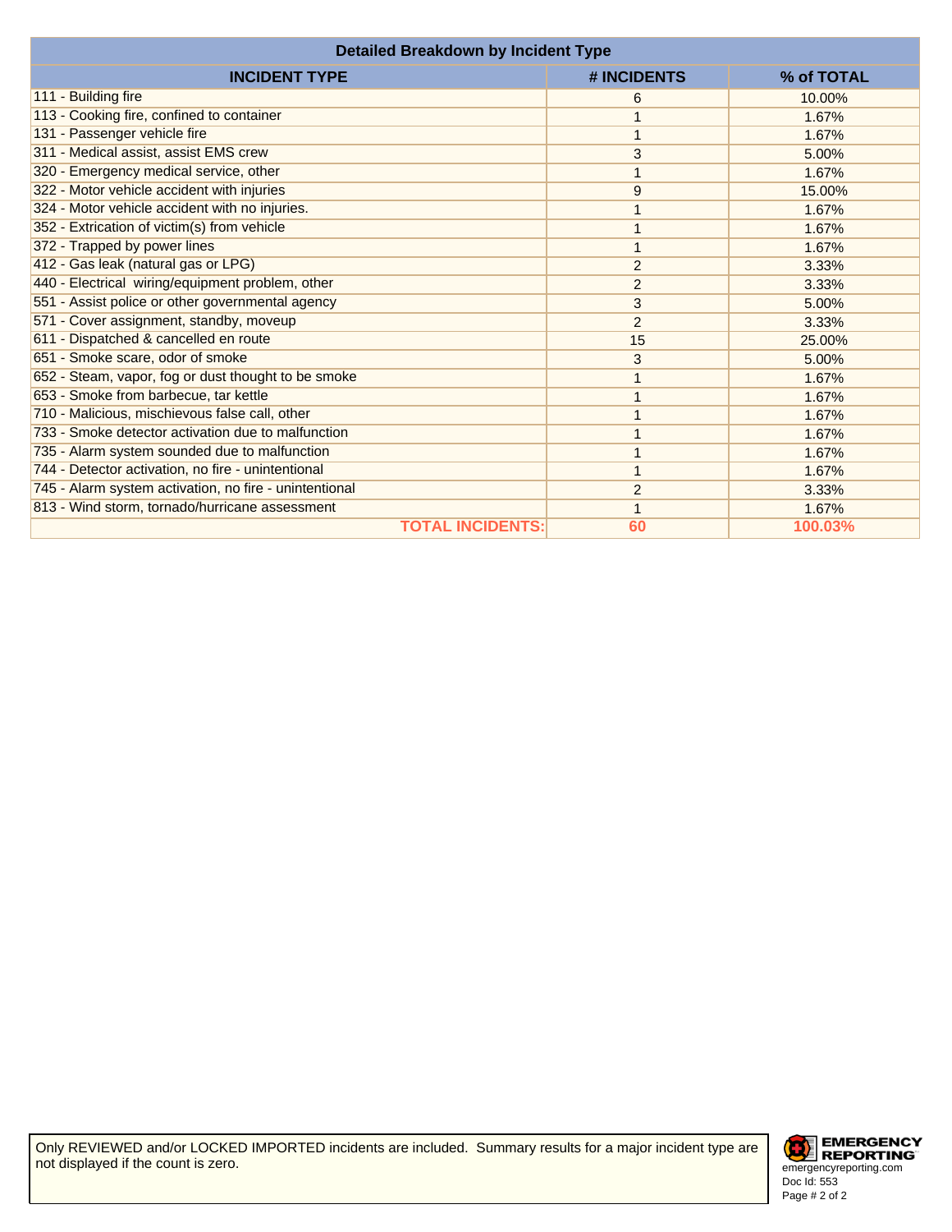| Detailed Breakdown by Incident Type | | |
| --- | --- | --- |
| **INCIDENT TYPE** | **# INCIDENTS** | **% of TOTAL** |
| 111 - Building fire | 6 | 10.00% |
| 113 - Cooking fire, confined to container | 1 | 1.67% |
| 131 - Passenger vehicle fire | 1 | 1.67% |
| 311 - Medical assist, assist EMS crew | 3 | 5.00% |
| 320 - Emergency medical service, other | 1 | 1.67% |
| 322 - Motor vehicle accident with injuries | 9 | 15.00% |
| 324 - Motor vehicle accident with no injuries. | 1 | 1.67% |
| 352 - Extrication of victim(s) from vehicle | 1 | 1.67% |
| 372 - Trapped by power lines | 1 | 1.67% |
| 412 - Gas leak (natural gas or LPG) | 2 | 3.33% |
| 440 - Electrical wiring/equipment problem, other | 2 | 3.33% |
| 551 - Assist police or other governmental agency | 3 | 5.00% |
| 571 - Cover assignment, standby, moveup | 2 | 3.33% |
| 611 - Dispatched & cancelled en route | 15 | 25.00% |
| 651 - Smoke scare, odor of smoke | 3 | 5.00% |
| 652 - Steam, vapor, fog or dust thought to be smoke | 1 | 1.67% |
| 653 - Smoke from barbecue, tar kettle | 1 | 1.67% |
| 710 - Malicious, mischievous false call, other | 1 | 1.67% |
| 733 - Smoke detector activation due to malfunction | 1 | 1.67% |
| 735 - Alarm system sounded due to malfunction | 1 | 1.67% |
| 744 - Detector activation, no fire - unintentional | 1 | 1.67% |
| 745 - Alarm system activation, no fire - unintentional | 2 | 3.33% |
| 813 - Wind storm, tornado/hurricane assessment | 1 | 1.67% |
| **TOTAL INCIDENTS:** | **60** | **100.03%** |

Only REVIEWED and/or LOCKED IMPORTED incidents are included. Summary results for a major incident type are not displayed if the count is zero.

EMERGENCY REPORTING
emergencyreporting.com
Doc Id: 553